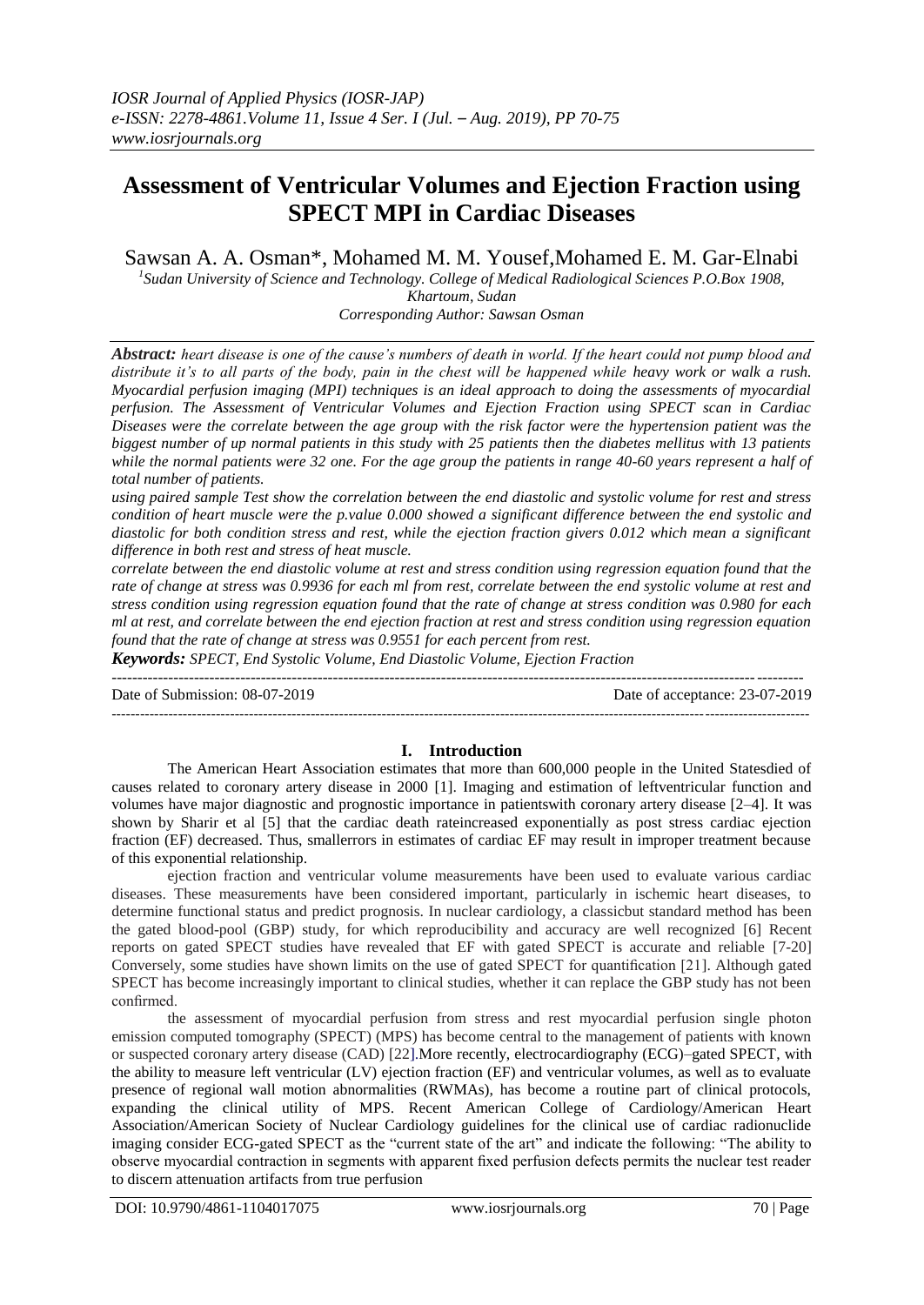# Assessment of Ventricular Volumes and Ejection Fraction using SPECT MPI in Cardiac Diseases

Sawsan A. A. Osman*, Mohamed M. M. Yousef,Mohamed E. M. Gar-Elnabi

[1]*Sudan University of Science and Technology. College of Medical Radiological Sciences P.O.Box 1908, Khartoum, Sudan*
*Corresponding Author: Sawsan Osman*

***Abstract:*** *heart disease is one of the cause's numbers of death in world. If the heart could not pump blood and distribute it's to all parts of the body, pain in the chest will be happened while heavy work or walk a rush. Myocardial perfusion imaging (MPI) techniques is an ideal approach to doing the assessments of myocardial perfusion. The Assessment of Ventricular Volumes and Ejection Fraction using SPECT scan in Cardiac Diseases were the correlate between the age group with the risk factor were the hypertension patient was the biggest number of up normal patients in this study with 25 patients then the diabetes mellitus with 13 patients while the normal patients were 32 one. For the age group the patients in range 40-60 years represent a half of total number of patients.*

*using paired sample Test show the correlation between the end diastolic and systolic volume for rest and stress condition of heart muscle were the p.value 0.000 showed a significant difference between the end systolic and diastolic for both condition stress and rest, while the ejection fraction givers 0.012 which mean a significant difference in both rest and stress of heat muscle.*

*correlate between the end diastolic volume at rest and stress condition using regression equation found that the rate of change at stress was 0.9936 for each ml from rest, correlate between the end systolic volume at rest and stress condition using regression equation found that the rate of change at stress condition was 0.980 for each ml at rest, and correlate between the end ejection fraction at rest and stress condition using regression equation found that the rate of change at stress was 0.9551 for each percent from rest.*

***Keywords:*** *SPECT, End Systolic Volume, End Diastolic Volume, Ejection Fraction*

---

Date of Submission: 08-07-2019 &nbsp;&nbsp;&nbsp;&nbsp; Date of acceptance: 23-07-2019

---

## I. Introduction

The American Heart Association estimates that more than 600,000 people in the United Statesdied of causes related to coronary artery disease in 2000 [1]. Imaging and estimation of leftventricular function and volumes have major diagnostic and prognostic importance in patientswith coronary artery disease [2–4]. It was shown by Sharir et al [5] that the cardiac death rateincreased exponentially as post stress cardiac ejection fraction (EF) decreased. Thus, smallerrors in estimates of cardiac EF may result in improper treatment because of this exponential relationship.

ejection fraction and ventricular volume measurements have been used to evaluate various cardiac diseases. These measurements have been considered important, particularly in ischemic heart diseases, to determine functional status and predict prognosis. In nuclear cardiology, a classicbut standard method has been the gated blood-pool (GBP) study, for which reproducibility and accuracy are well recognized [6] Recent reports on gated SPECT studies have revealed that EF with gated SPECT is accurate and reliable [7-20] Conversely, some studies have shown limits on the use of gated SPECT for quantification [21]. Although gated SPECT has become increasingly important to clinical studies, whether it can replace the GBP study has not been confirmed.

the assessment of myocardial perfusion from stress and rest myocardial perfusion single photon emission computed tomography (SPECT) (MPS) has become central to the management of patients with known or suspected coronary artery disease (CAD) [22].More recently, electrocardiography (ECG)–gated SPECT, with the ability to measure left ventricular (LV) ejection fraction (EF) and ventricular volumes, as well as to evaluate presence of regional wall motion abnormalities (RWMAs), has become a routine part of clinical protocols, expanding the clinical utility of MPS. Recent American College of Cardiology/American Heart Association/American Society of Nuclear Cardiology guidelines for the clinical use of cardiac radionuclide imaging consider ECG-gated SPECT as the "current state of the art" and indicate the following: "The ability to observe myocardial contraction in segments with apparent fixed perfusion defects permits the nuclear test reader to discern attenuation artifacts from true perfusion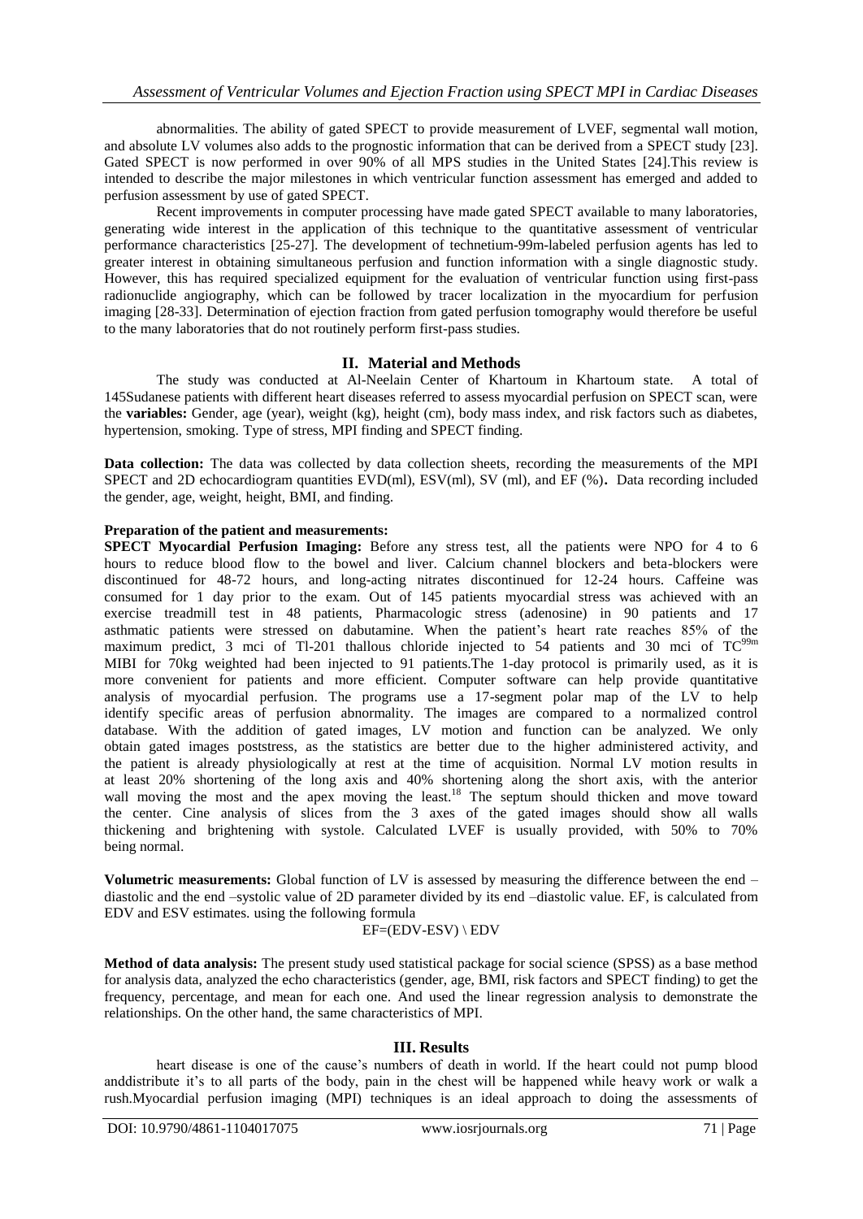abnormalities. The ability of gated SPECT to provide measurement of LVEF, segmental wall motion, and absolute LV volumes also adds to the prognostic information that can be derived from a SPECT study [23]. Gated SPECT is now performed in over 90% of all MPS studies in the United States [24].This review is intended to describe the major milestones in which ventricular function assessment has emerged and added to perfusion assessment by use of gated SPECT.

Recent improvements in computer processing have made gated SPECT available to many laboratories, generating wide interest in the application of this technique to the quantitative assessment of ventricular performance characteristics [25-27]. The development of technetium-99m-labeled perfusion agents has led to greater interest in obtaining simultaneous perfusion and function information with a single diagnostic study. However, this has required specialized equipment for the evaluation of ventricular function using first-pass radionuclide angiography, which can be followed by tracer localization in the myocardium for perfusion imaging [28-33]. Determination of ejection fraction from gated perfusion tomography would therefore be useful to the many laboratories that do not routinely perform first-pass studies.

## II. Material and Methods

The study was conducted at Al-Neelain Center of Khartoum in Khartoum state. A total of 145Sudanese patients with different heart diseases referred to assess myocardial perfusion on SPECT scan, were the **variables:** Gender, age (year), weight (kg), height (cm), body mass index, and risk factors such as diabetes, hypertension, smoking. Type of stress, MPI finding and SPECT finding.

**Data collection:** The data was collected by data collection sheets, recording the measurements of the MPI SPECT and 2D echocardiogram quantities EVD(ml), ESV(ml), SV (ml), and EF (%). Data recording included the gender, age, weight, height, BMI, and finding.

**Preparation of the patient and measurements:**

**SPECT Myocardial Perfusion Imaging:** Before any stress test, all the patients were NPO for 4 to 6 hours to reduce blood flow to the bowel and liver. Calcium channel blockers and beta-blockers were discontinued for 48-72 hours, and long-acting nitrates discontinued for 12-24 hours. Caffeine was consumed for 1 day prior to the exam. Out of 145 patients myocardial stress was achieved with an exercise treadmill test in 48 patients, Pharmacologic stress (adenosine) in 90 patients and 17 asthmatic patients were stressed on dabutamine. When the patient's heart rate reaches 85% of the maximum predict, 3 mci of Tl-201 thallous chloride injected to 54 patients and 30 mci of $TC^{99m}$ MIBI for 70kg weighted had been injected to 91 patients.The 1-day protocol is primarily used, as it is more convenient for patients and more efficient. Computer software can help provide quantitative analysis of myocardial perfusion. The programs use a 17-segment polar map of the LV to help identify specific areas of perfusion abnormality. The images are compared to a normalized control database. With the addition of gated images, LV motion and function can be analyzed. We only obtain gated images poststress, as the statistics are better due to the higher administered activity, and the patient is already physiologically at rest at the time of acquisition. Normal LV motion results in at least 20% shortening of the long axis and 40% shortening along the short axis, with the anterior wall moving the most and the apex moving the least.[18] The septum should thicken and move toward the center. Cine analysis of slices from the 3 axes of the gated images should show all walls thickening and brightening with systole. Calculated LVEF is usually provided, with 50% to 70% being normal.

**Volumetric measurements:** Global function of LV is assessed by measuring the difference between the end –diastolic and the end –systolic value of 2D parameter divided by its end –diastolic value. EF, is calculated from EDV and ESV estimates. using the following formula

$$EF=(EDV-ESV) \setminus EDV$$

**Method of data analysis:** The present study used statistical package for social science (SPSS) as a base method for analysis data, analyzed the echo characteristics (gender, age, BMI, risk factors and SPECT finding) to get the frequency, percentage, and mean for each one. And used the linear regression analysis to demonstrate the relationships. On the other hand, the same characteristics of MPI.

## III. Results

heart disease is one of the cause's numbers of death in world. If the heart could not pump blood anddistribute it's to all parts of the body, pain in the chest will be happened while heavy work or walk a rush.Myocardial perfusion imaging (MPI) techniques is an ideal approach to doing the assessments of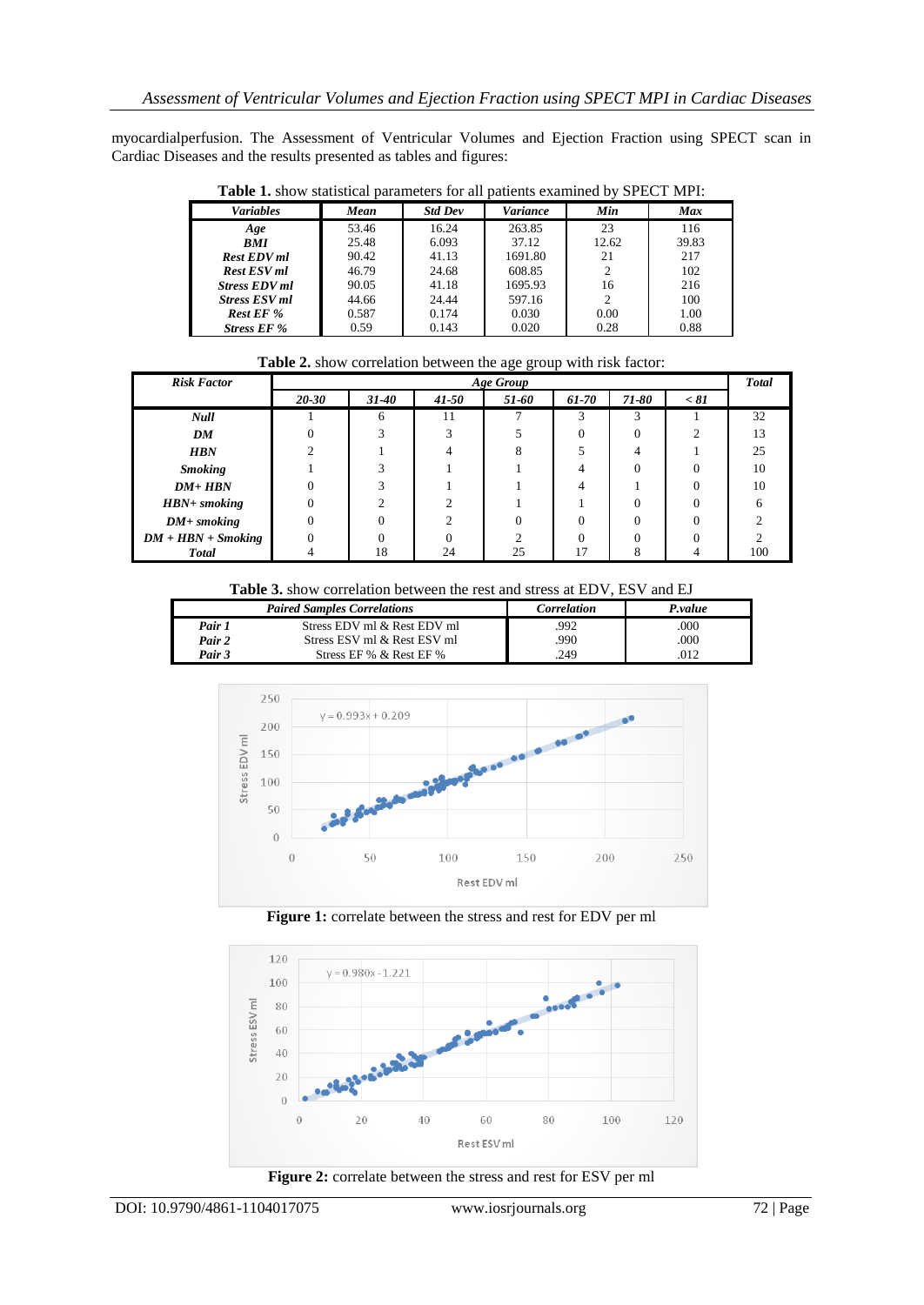myocardialperfusion. The Assessment of Ventricular Volumes and Ejection Fraction using SPECT scan in Cardiac Diseases and the results presented as tables and figures:

**Table 1.** show statistical parameters for all patients examined by SPECT MPI:

| *Variables* | *Mean* | *Std Dev* | *Variance* | *Min* | *Max* |
|---|---|---|---|---|---|
| ***Age*** | 53.46 | 16.24 | 263.85 | 23 | 116 |
| ***BMI*** | 25.48 | 6.093 | 37.12 | 12.62 | 39.83 |
| ***Rest EDV ml*** | 90.42 | 41.13 | 1691.80 | 21 | 217 |
| ***Rest ESV ml*** | 46.79 | 24.68 | 608.85 | 2 | 102 |
| ***Stress EDV ml*** | 90.05 | 41.18 | 1695.93 | 16 | 216 |
| ***Stress ESV ml*** | 44.66 | 24.44 | 597.16 | 2 | 100 |
| ***Rest EF %*** | 0.587 | 0.174 | 0.030 | 0.00 | 1.00 |
| ***Stress EF %*** | 0.59 | 0.143 | 0.020 | 0.28 | 0.88 |

**Table 2.** show correlation between the age group with risk factor:

| *Risk Factor* | *Age Group* | | | | | | | *Total* |
|---|---|---|---|---|---|---|---|---|
| | *20-30* | *31-40* | *41-50* | *51-60* | *61-70* | *71-80* | *< 81* | |
| ***Null*** | 1 | 6 | 11 | 7 | 3 | 3 | 1 | 32 |
| ***DM*** | 0 | 3 | 3 | 5 | 0 | 0 | 2 | 13 |
| ***HBN*** | 2 | 1 | 4 | 8 | 5 | 4 | 1 | 25 |
| ***Smoking*** | 1 | 3 | 1 | 1 | 4 | 0 | 0 | 10 |
| ***DM+ HBN*** | 0 | 3 | 1 | 1 | 4 | 1 | 0 | 10 |
| ***HBN+ smoking*** | 0 | 2 | 2 | 1 | 1 | 0 | 0 | 6 |
| ***DM+ smoking*** | 0 | 0 | 2 | 0 | 0 | 0 | 0 | 2 |
| ***DM + HBN + Smoking*** | 0 | 0 | 0 | 2 | 0 | 0 | 0 | 2 |
| ***Total*** | 4 | 18 | 24 | 25 | 17 | 8 | 4 | 100 |

**Table 3.** show correlation between the rest and stress at EDV, ESV and EJ

| *Paired Samples Correlations* | | *Correlation* | *P.value* |
|---|---|---|---|
| ***Pair 1*** | Stress EDV ml & Rest EDV ml | .992 | .000 |
| ***Pair 2*** | Stress ESV ml & Rest ESV ml | .990 | .000 |
| ***Pair 3*** | Stress EF % & Rest EF % | .249 | .012 |

**Figure 1:** correlate between the stress and rest for EDV per ml

**Figure 2:** correlate between the stress and rest for ESV per ml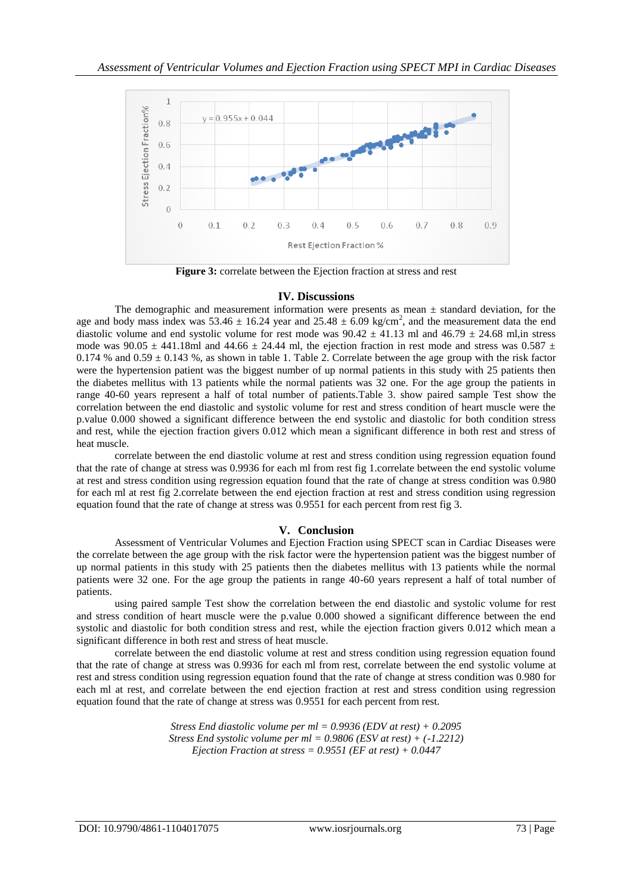**Figure 3:** correlate between the Ejection fraction at stress and rest

## IV. Discussions

The demographic and measurement information were presents as mean ± standard deviation, for the age and body mass index was 53.46 ± 16.24 year and 25.48 ± 6.09 kg/cm$^2$, and the measurement data the end diastolic volume and end systolic volume for rest mode was 90.42 ± 41.13 ml and 46.79 ± 24.68 ml,in stress mode was 90.05 ± 441.18ml and 44.66 ± 24.44 ml, the ejection fraction in rest mode and stress was 0.587 ± 0.174 % and 0.59 ± 0.143 %, as shown in table 1. Table 2. Correlate between the age group with the risk factor were the hypertension patient was the biggest number of up normal patients in this study with 25 patients then the diabetes mellitus with 13 patients while the normal patients was 32 one. For the age group the patients in range 40-60 years represent a half of total number of patients.Table 3. show paired sample Test show the correlation between the end diastolic and systolic volume for rest and stress condition of heart muscle were the p.value 0.000 showed a significant difference between the end systolic and diastolic for both condition stress and rest, while the ejection fraction givers 0.012 which mean a significant difference in both rest and stress of heat muscle.

correlate between the end diastolic volume at rest and stress condition using regression equation found that the rate of change at stress was 0.9936 for each ml from rest fig 1.correlate between the end systolic volume at rest and stress condition using regression equation found that the rate of change at stress condition was 0.980 for each ml at rest fig 2.correlate between the end ejection fraction at rest and stress condition using regression equation found that the rate of change at stress was 0.9551 for each percent from rest fig 3.

## V. Conclusion

Assessment of Ventricular Volumes and Ejection Fraction using SPECT scan in Cardiac Diseases were the correlate between the age group with the risk factor were the hypertension patient was the biggest number of up normal patients in this study with 25 patients then the diabetes mellitus with 13 patients while the normal patients were 32 one. For the age group the patients in range 40-60 years represent a half of total number of patients.

using paired sample Test show the correlation between the end diastolic and systolic volume for rest and stress condition of heart muscle were the p.value 0.000 showed a significant difference between the end systolic and diastolic for both condition stress and rest, while the ejection fraction givers 0.012 which mean a significant difference in both rest and stress of heat muscle.

correlate between the end diastolic volume at rest and stress condition using regression equation found that the rate of change at stress was 0.9936 for each ml from rest, correlate between the end systolic volume at rest and stress condition using regression equation found that the rate of change at stress condition was 0.980 for each ml at rest, and correlate between the end ejection fraction at rest and stress condition using regression equation found that the rate of change at stress was 0.9551 for each percent from rest.

*Stress End diastolic volume per ml = 0.9936 (EDV at rest) + 0.2095*
*Stress End systolic volume per ml = 0.9806 (ESV at rest) + (-1.2212)*
*Ejection Fraction at stress = 0.9551 (EF at rest) + 0.0447*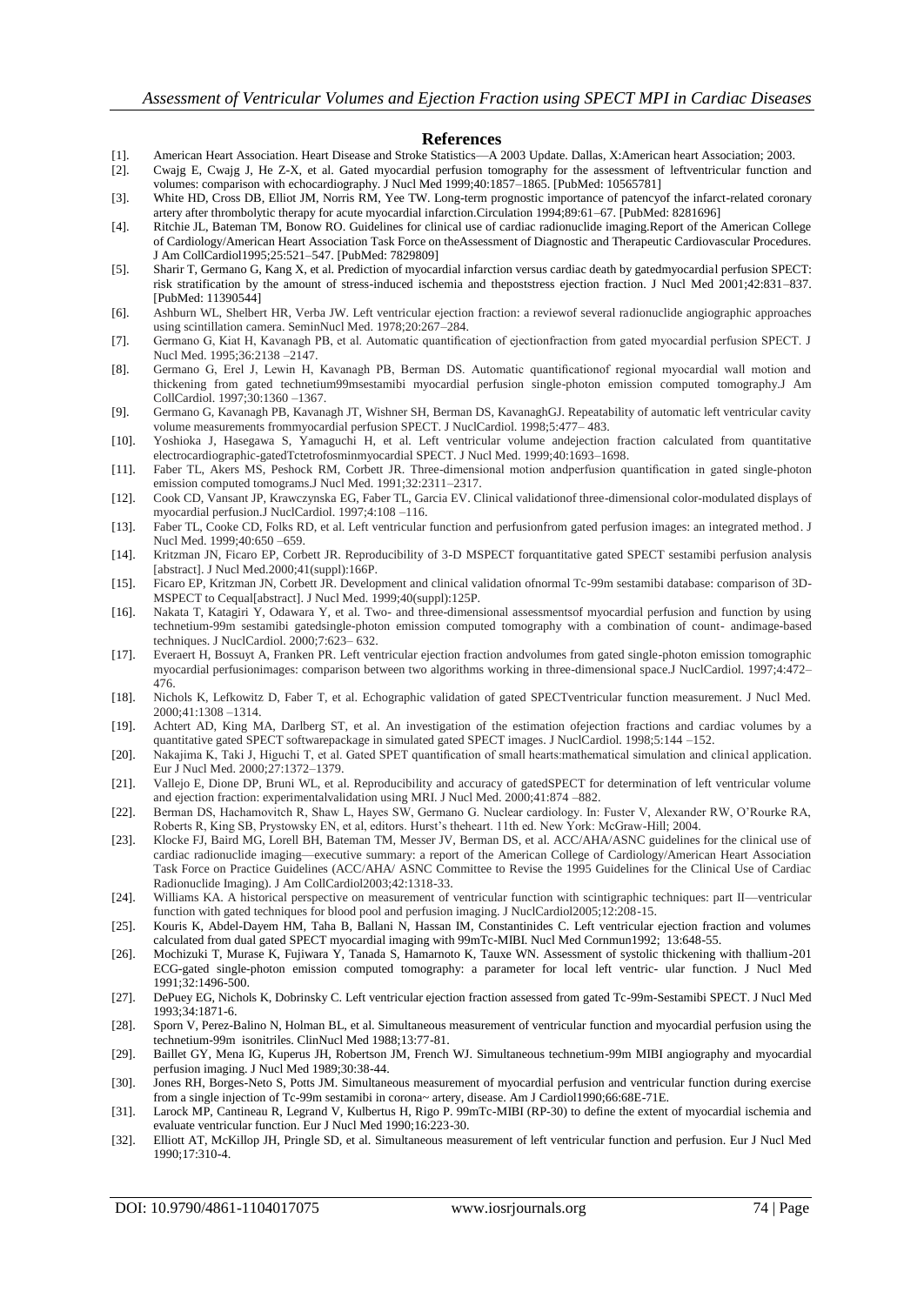## References

[1]. American Heart Association. Heart Disease and Stroke Statistics—A 2003 Update. Dallas, X:American heart Association; 2003.

[2]. Cwajg E, Cwajg J, He Z-X, et al. Gated myocardial perfusion tomography for the assessment of leftventricular function and volumes: comparison with echocardiography. J Nucl Med 1999;40:1857–1865. [PubMed: 10565781]

[3]. White HD, Cross DB, Elliot JM, Norris RM, Yee TW. Long-term prognostic importance of patencyof the infarct-related coronary artery after thrombolytic therapy for acute myocardial infarction.Circulation 1994;89:61–67. [PubMed: 8281696]

[4]. Ritchie JL, Bateman TM, Bonow RO. Guidelines for clinical use of cardiac radionuclide imaging.Report of the American College of Cardiology/American Heart Association Task Force on theAssessment of Diagnostic and Therapeutic Cardiovascular Procedures. J Am CollCardiol1995;25:521–547. [PubMed: 7829809]

[5]. Sharir T, Germano G, Kang X, et al. Prediction of myocardial infarction versus cardiac death by gatedmyocardial perfusion SPECT: risk stratification by the amount of stress-induced ischemia and thepoststress ejection fraction. J Nucl Med 2001;42:831–837. [PubMed: 11390544]

[6]. Ashburn WL, Shelbert HR, Verba JW. Left ventricular ejection fraction: a reviewof several radionuclide angiographic approaches using scintillation camera. SeminNucl Med. 1978;20:267–284.

[7]. Germano G, Kiat H, Kavanagh PB, et al. Automatic quantification of ejectionfraction from gated myocardial perfusion SPECT. J Nucl Med. 1995;36:2138 –2147.

[8]. Germano G, Erel J, Lewin H, Kavanagh PB, Berman DS. Automatic quantificationof regional myocardial wall motion and thickening from gated technetium99msestamibi myocardial perfusion single-photon emission computed tomography.J Am CollCardiol. 1997;30:1360 –1367.

[9]. Germano G, Kavanagh PB, Kavanagh JT, Wishner SH, Berman DS, KavanaghGJ. Repeatability of automatic left ventricular cavity volume measurements frommyocardial perfusion SPECT. J NuclCardiol. 1998;5:477– 483.

[10]. Yoshioka J, Hasegawa S, Yamaguchi H, et al. Left ventricular volume andejection fraction calculated from quantitative electrocardiographic-gatedTctetrofosminmyocardial SPECT. J Nucl Med. 1999;40:1693–1698.

[11]. Faber TL, Akers MS, Peshock RM, Corbett JR. Three-dimensional motion andperfusion quantification in gated single-photon emission computed tomograms.J Nucl Med. 1991;32:2311–2317.

[12]. Cook CD, Vansant JP, Krawczynska EG, Faber TL, Garcia EV. Clinical validationof three-dimensional color-modulated displays of myocardial perfusion.J NuclCardiol. 1997;4:108 –116.

[13]. Faber TL, Cooke CD, Folks RD, et al. Left ventricular function and perfusionfrom gated perfusion images: an integrated method. J Nucl Med. 1999;40:650 –659.

[14]. Kritzman JN, Ficaro EP, Corbett JR. Reproducibility of 3-D MSPECT forquantitative gated SPECT sestamibi perfusion analysis [abstract]. J Nucl Med.2000;41(suppl):166P.

[15]. Ficaro EP, Kritzman JN, Corbett JR. Development and clinical validation ofnormal Tc-99m sestamibi database: comparison of 3D-MSPECT to Cequal[abstract]. J Nucl Med. 1999;40(suppl):125P.

[16]. Nakata T, Katagiri Y, Odawara Y, et al. Two- and three-dimensional assessmentsof myocardial perfusion and function by using technetium-99m sestamibi gatedsingle-photon emission computed tomography with a combination of count- andimage-based techniques. J NuclCardiol. 2000;7:623– 632.

[17]. Everaert H, Bossuyt A, Franken PR. Left ventricular ejection fraction andvolumes from gated single-photon emission tomographic myocardial perfusionimages: comparison between two algorithms working in three-dimensional space.J NuclCardiol. 1997;4:472–476.

[18]. Nichols K, Lefkowitz D, Faber T, et al. Echographic validation of gated SPECTventricular function measurement. J Nucl Med. 2000;41:1308 –1314.

[19]. Achtert AD, King MA, Darlberg ST, et al. An investigation of the estimation ofejection fractions and cardiac volumes by a quantitative gated SPECT softwarepackage in simulated gated SPECT images. J NuclCardiol. 1998;5:144 –152.

[20]. Nakajima K, Taki J, Higuchi T, et al. Gated SPET quantification of small hearts:mathematical simulation and clinical application. Eur J Nucl Med. 2000;27:1372–1379.

[21]. Vallejo E, Dione DP, Bruni WL, et al. Reproducibility and accuracy of gatedSPECT for determination of left ventricular volume and ejection fraction: experimentalvalidation using MRI. J Nucl Med. 2000;41:874 –882.

[22]. Berman DS, Hachamovitch R, Shaw L, Hayes SW, Germano G. Nuclear cardiology. In: Fuster V, Alexander RW, O'Rourke RA, Roberts R, King SB, Prystowsky EN, et al, editors. Hurst's theheart. 11th ed. New York: McGraw-Hill; 2004.

[23]. Klocke FJ, Baird MG, Lorell BH, Bateman TM, Messer JV, Berman DS, et al. ACC/AHA/ASNC guidelines for the clinical use of cardiac radionuclide imaging—executive summary: a report of the American College of Cardiology/American Heart Association Task Force on Practice Guidelines (ACC/AHA/ ASNC Committee to Revise the 1995 Guidelines for the Clinical Use of Cardiac Radionuclide Imaging). J Am CollCardiol2003;42:1318-33.

[24]. Williams KA. A historical perspective on measurement of ventricular function with scintigraphic techniques: part II—ventricular function with gated techniques for blood pool and perfusion imaging. J NuclCardiol2005;12:208-15.

[25]. Kouris K, Abdel-Dayem HM, Taha B, Ballani N, Hassan IM, Constantinides C. Left ventricular ejection fraction and volumes calculated from dual gated SPECT myocardial imaging with 99mTc-MIBI. Nucl Med Cornmun1992; 13:648-55.

[26]. Mochizuki T, Murase K, Fujiwara Y, Tanada S, Hamarnoto K, Tauxe WN. Assessment of systolic thickening with thallium-201 ECG-gated single-photon emission computed tomography: a parameter for local left ventric- ular function. J Nucl Med 1991;32:1496-500.

[27]. DePuey EG, Nichols K, Dobrinsky C. Left ventricular ejection fraction assessed from gated Tc-99m-Sestamibi SPECT. J Nucl Med 1993;34:1871-6.

[28]. Sporn V, Perez-Balino N, Holman BL, et al. Simultaneous measurement of ventricular function and myocardial perfusion using the technetium-99m isonitriles. ClinNucl Med 1988;13:77-81.

[29]. Baillet GY, Mena IG, Kuperus JH, Robertson JM, French WJ. Simultaneous technetium-99m MIBI angiography and myocardial perfusion imaging. J Nucl Med 1989;30:38-44.

[30]. Jones RH, Borges-Neto S, Potts JM. Simultaneous measurement of myocardial perfusion and ventricular function during exercise from a single injection of Tc-99m sestamibi in corona~ artery, disease. Am J Cardiol1990;66:68E-71E.

[31]. Larock MP, Cantineau R, Legrand V, Kulbertus H, Rigo P. 99mTc-MIBI (RP-30) to define the extent of myocardial ischemia and evaluate ventricular function. Eur J Nucl Med 1990;16:223-30.

[32]. Elliott AT, McKillop JH, Pringle SD, et al. Simultaneous measurement of left ventricular function and perfusion. Eur J Nucl Med 1990;17:310-4.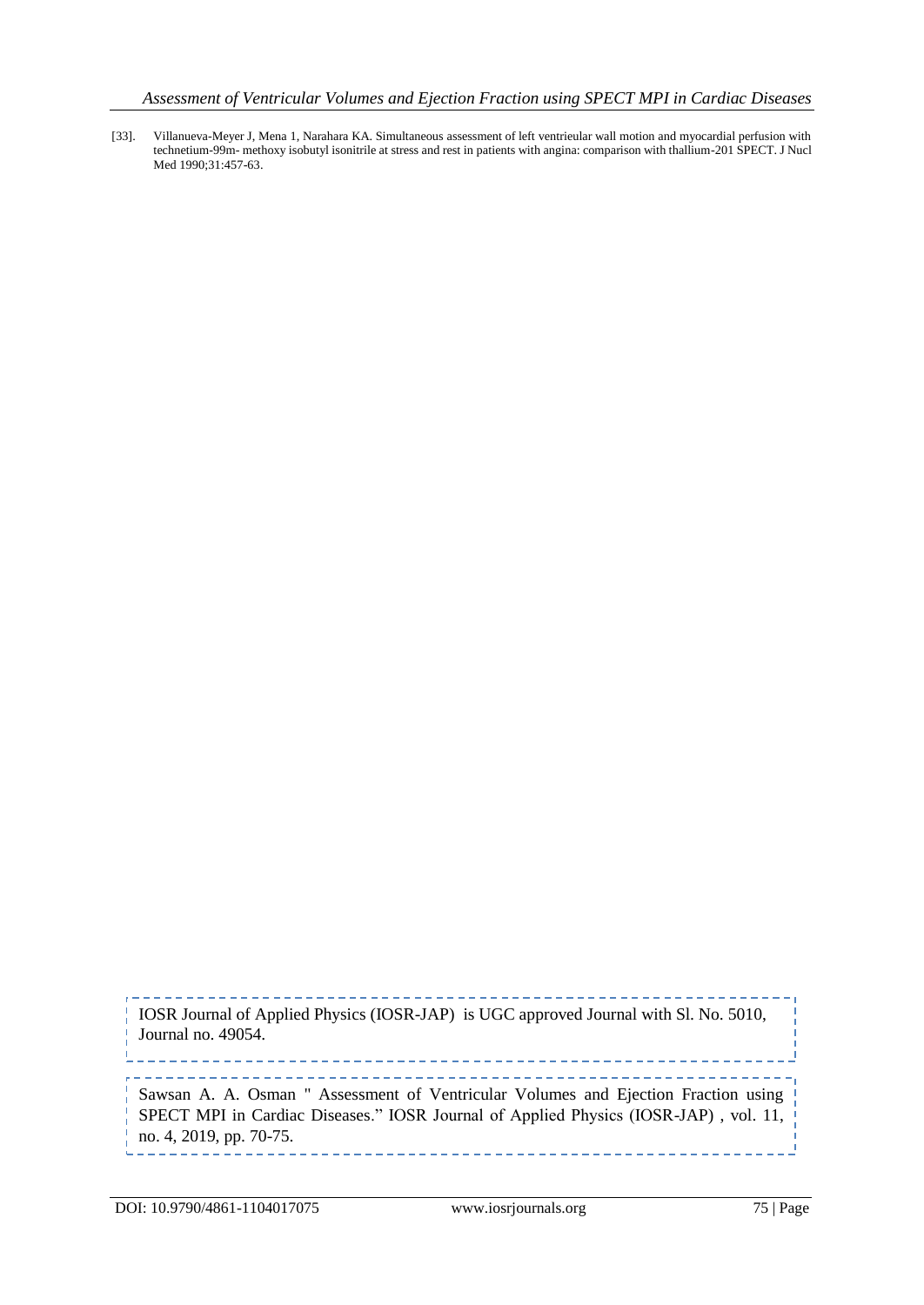[33]. Villanueva-Meyer J, Mena 1, Narahara KA. Simultaneous assessment of left ventrieular wall motion and myocardial perfusion with technetium-99m- methoxy isobutyl isonitrile at stress and rest in patients with angina: comparison with thallium-201 SPECT. J Nucl Med 1990;31:457-63.

IOSR Journal of Applied Physics (IOSR-JAP) is UGC approved Journal with Sl. No. 5010, Journal no. 49054.

Sawsan A. A. Osman " Assessment of Ventricular Volumes and Ejection Fraction using SPECT MPI in Cardiac Diseases." IOSR Journal of Applied Physics (IOSR-JAP) , vol. 11, no. 4, 2019, pp. 70-75.